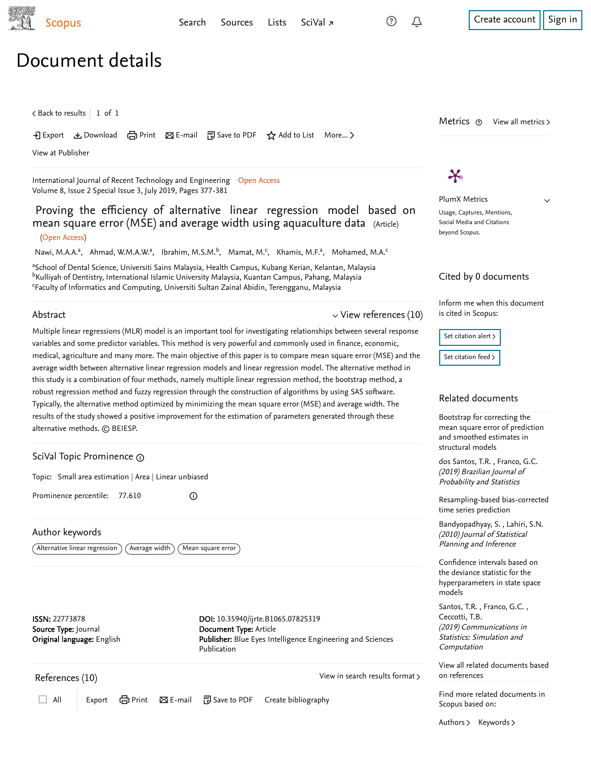# Document details

International Journal of Recent Technology and Engineering Open Access
Volume 8, Issue 2 Special Issue 3, July 2019, Pages 377-381

## Proving the efficiency of alternative linear regression model based on mean square error (MSE) and average width using aquaculture data (Article)

(Open Access)

Nawi, M.A.A.[a], Ahmad, W.M.A.W.[a], Ibrahim, M.S.M.[b], Mamat, M.[c], Khamis, M.F.[a], Mohamed, M.A.[c]

[a]School of Dental Science, Universiti Sains Malaysia, Health Campus, Kubang Kerian, Kelantan, Malaysia
[b]Kulliyah of Dentistry, International Islamic University Malaysia, Kuantan Campus, Pahang, Malaysia
[c]Faculty of Informatics and Computing, Universiti Sultan Zainal Abidin, Terengganu, Malaysia

### Abstract

Multiple linear regressions (MLR) model is an important tool for investigating relationships between several response variables and some predictor variables. This method is very powerful and commonly used in finance, economic, medical, agriculture and many more. The main objective of this paper is to compare mean square error (MSE) and the average width between alternative linear regression models and linear regression model. The alternative method in this study is a combination of four methods, namely multiple linear regression method, the bootstrap method, a robust regression method and fuzzy regression through the construction of algorithms by using SAS software. Typically, the alternative method optimized by minimizing the mean square error (MSE) and average width. The results of the study showed a positive improvement for the estimation of parameters generated through these alternative methods. © BEIESP.

### SciVal Topic Prominence

Topic: Small area estimation | Area | Linear unbiased

Prominence percentile: 77.610

### Author keywords

Alternative linear regression | Average width | Mean square error

**ISSN:** 22773878
**Source Type:** Journal
**Original language:** English

**DOI:** 10.35940/ijrte.B1065.0782S319
**Document Type:** Article
**Publisher:** Blue Eyes Intelligence Engineering and Sciences Publication

### References (10)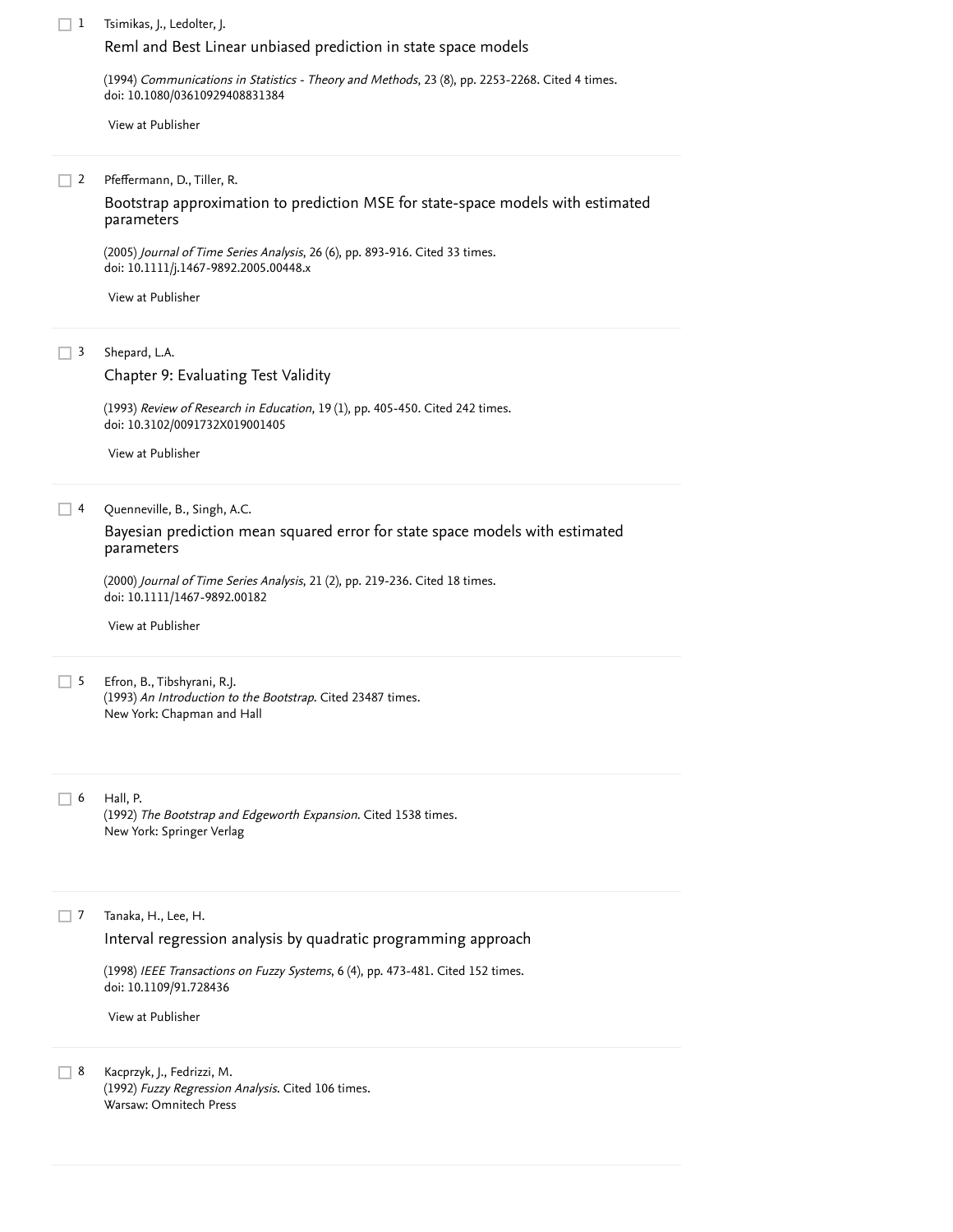1 Tsimikas, J., Ledolter, J.

Reml and Best Linear unbiased prediction in state space models

(1994) *Communications in Statistics - Theory and Methods*, 23 (8), pp. 2253-2268. Cited 4 times.
doi: 10.1080/03610929408831384

View at Publisher

---

2 Pfeffermann, D., Tiller, R.

Bootstrap approximation to prediction MSE for state-space models with estimated parameters

(2005) *Journal of Time Series Analysis*, 26 (6), pp. 893-916. Cited 33 times.
doi: 10.1111/j.1467-9892.2005.00448.x

View at Publisher

---

3 Shepard, L.A.

Chapter 9: Evaluating Test Validity

(1993) *Review of Research in Education*, 19 (1), pp. 405-450. Cited 242 times.
doi: 10.3102/0091732X019001405

View at Publisher

---

4 Quenneville, B., Singh, A.C.

Bayesian prediction mean squared error for state space models with estimated parameters

(2000) *Journal of Time Series Analysis*, 21 (2), pp. 219-236. Cited 18 times.
doi: 10.1111/1467-9892.00182

View at Publisher

---

5 Efron, B., Tibshyrani, R.J.
(1993) *An Introduction to the Bootstrap*. Cited 23487 times.
New York: Chapman and Hall

---

6 Hall, P.
(1992) *The Bootstrap and Edgeworth Expansion*. Cited 1538 times.
New York: Springer Verlag

---

7 Tanaka, H., Lee, H.

Interval regression analysis by quadratic programming approach

(1998) *IEEE Transactions on Fuzzy Systems*, 6 (4), pp. 473-481. Cited 152 times.
doi: 10.1109/91.728436

View at Publisher

---

8 Kacprzyk, J., Fedrizzi, M.
(1992) *Fuzzy Regression Analysis*. Cited 106 times.
Warsaw: Omnitech Press